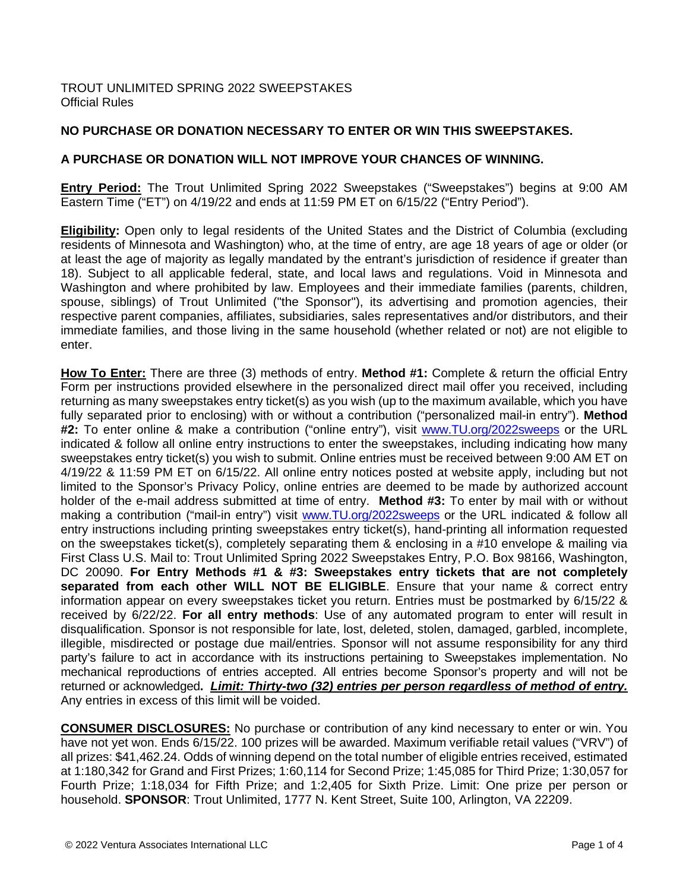TROUT UNLIMITED SPRING 2022 SWEEPSTAKES
Official Rules

**NO PURCHASE OR DONATION NECESSARY TO ENTER OR WIN THIS SWEEPSTAKES.**

**A PURCHASE OR DONATION WILL NOT IMPROVE YOUR CHANCES OF WINNING.**

**Entry Period:** The Trout Unlimited Spring 2022 Sweepstakes ("Sweepstakes") begins at 9:00 AM Eastern Time ("ET") on 4/19/22 and ends at 11:59 PM ET on 6/15/22 ("Entry Period").

**Eligibility:** Open only to legal residents of the United States and the District of Columbia (excluding residents of Minnesota and Washington) who, at the time of entry, are age 18 years of age or older (or at least the age of majority as legally mandated by the entrant's jurisdiction of residence if greater than 18). Subject to all applicable federal, state, and local laws and regulations. Void in Minnesota and Washington and where prohibited by law. Employees and their immediate families (parents, children, spouse, siblings) of Trout Unlimited ("the Sponsor"), its advertising and promotion agencies, their respective parent companies, affiliates, subsidiaries, sales representatives and/or distributors, and their immediate families, and those living in the same household (whether related or not) are not eligible to enter.

**How To Enter:** There are three (3) methods of entry. **Method #1:** Complete & return the official Entry Form per instructions provided elsewhere in the personalized direct mail offer you received, including returning as many sweepstakes entry ticket(s) as you wish (up to the maximum available, which you have fully separated prior to enclosing) with or without a contribution ("personalized mail-in entry"). **Method #2:** To enter online & make a contribution ("online entry"), visit www.TU.org/2022sweeps or the URL indicated & follow all online entry instructions to enter the sweepstakes, including indicating how many sweepstakes entry ticket(s) you wish to submit. Online entries must be received between 9:00 AM ET on 4/19/22 & 11:59 PM ET on 6/15/22. All online entry notices posted at website apply, including but not limited to the Sponsor's Privacy Policy, online entries are deemed to be made by authorized account holder of the e-mail address submitted at time of entry. **Method #3:** To enter by mail with or without making a contribution ("mail-in entry") visit www.TU.org/2022sweeps or the URL indicated & follow all entry instructions including printing sweepstakes entry ticket(s), hand-printing all information requested on the sweepstakes ticket(s), completely separating them & enclosing in a #10 envelope & mailing via First Class U.S. Mail to: Trout Unlimited Spring 2022 Sweepstakes Entry, P.O. Box 98166, Washington, DC 20090. **For Entry Methods #1 & #3: Sweepstakes entry tickets that are not completely separated from each other WILL NOT BE ELIGIBLE**. Ensure that your name & correct entry information appear on every sweepstakes ticket you return. Entries must be postmarked by 6/15/22 & received by 6/22/22. **For all entry methods**: Use of any automated program to enter will result in disqualification. Sponsor is not responsible for late, lost, deleted, stolen, damaged, garbled, incomplete, illegible, misdirected or postage due mail/entries. Sponsor will not assume responsibility for any third party's failure to act in accordance with its instructions pertaining to Sweepstakes implementation. No mechanical reproductions of entries accepted. All entries become Sponsor's property and will not be returned or acknowledged**.** ***Limit: Thirty-two (32) entries per person regardless of method of entry.*** Any entries in excess of this limit will be voided.

**CONSUMER DISCLOSURES:** No purchase or contribution of any kind necessary to enter or win. You have not yet won. Ends 6/15/22. 100 prizes will be awarded. Maximum verifiable retail values ("VRV") of all prizes: $41,462.24. Odds of winning depend on the total number of eligible entries received, estimated at 1:180,342 for Grand and First Prizes; 1:60,114 for Second Prize; 1:45,085 for Third Prize; 1:30,057 for Fourth Prize; 1:18,034 for Fifth Prize; and 1:2,405 for Sixth Prize. Limit: One prize per person or household. **SPONSOR**: Trout Unlimited, 1777 N. Kent Street, Suite 100, Arlington, VA 22209.

© 2022 Ventura Associates International LLC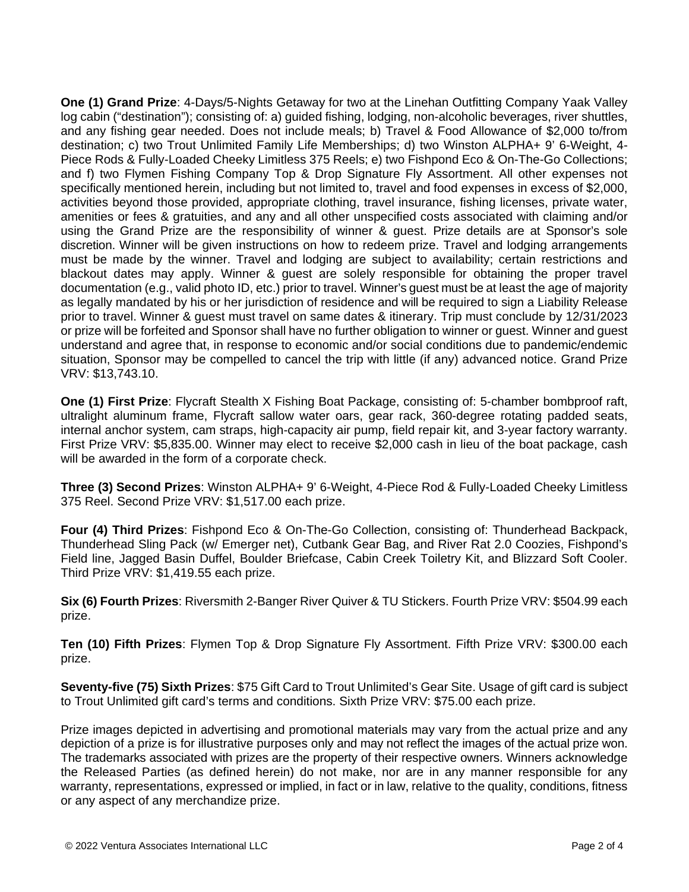**One (1) Grand Prize**: 4-Days/5-Nights Getaway for two at the Linehan Outfitting Company Yaak Valley log cabin ("destination"); consisting of: a) guided fishing, lodging, non-alcoholic beverages, river shuttles, and any fishing gear needed. Does not include meals; b) Travel & Food Allowance of $2,000 to/from destination; c) two Trout Unlimited Family Life Memberships; d) two Winston ALPHA+ 9' 6-Weight, 4-Piece Rods & Fully-Loaded Cheeky Limitless 375 Reels; e) two Fishpond Eco & On-The-Go Collections; and f) two Flymen Fishing Company Top & Drop Signature Fly Assortment. All other expenses not specifically mentioned herein, including but not limited to, travel and food expenses in excess of $2,000, activities beyond those provided, appropriate clothing, travel insurance, fishing licenses, private water, amenities or fees & gratuities, and any and all other unspecified costs associated with claiming and/or using the Grand Prize are the responsibility of winner & guest. Prize details are at Sponsor's sole discretion. Winner will be given instructions on how to redeem prize. Travel and lodging arrangements must be made by the winner. Travel and lodging are subject to availability; certain restrictions and blackout dates may apply. Winner & guest are solely responsible for obtaining the proper travel documentation (e.g., valid photo ID, etc.) prior to travel. Winner's guest must be at least the age of majority as legally mandated by his or her jurisdiction of residence and will be required to sign a Liability Release prior to travel. Winner & guest must travel on same dates & itinerary. Trip must conclude by 12/31/2023 or prize will be forfeited and Sponsor shall have no further obligation to winner or guest. Winner and guest understand and agree that, in response to economic and/or social conditions due to pandemic/endemic situation, Sponsor may be compelled to cancel the trip with little (if any) advanced notice. Grand Prize VRV: $13,743.10.

**One (1) First Prize**: Flycraft Stealth X Fishing Boat Package, consisting of: 5-chamber bombproof raft, ultralight aluminum frame, Flycraft sallow water oars, gear rack, 360-degree rotating padded seats, internal anchor system, cam straps, high-capacity air pump, field repair kit, and 3-year factory warranty. First Prize VRV: $5,835.00. Winner may elect to receive $2,000 cash in lieu of the boat package, cash will be awarded in the form of a corporate check.

**Three (3) Second Prizes**: Winston ALPHA+ 9' 6-Weight, 4-Piece Rod & Fully-Loaded Cheeky Limitless 375 Reel. Second Prize VRV: $1,517.00 each prize.

**Four (4) Third Prizes**: Fishpond Eco & On-The-Go Collection, consisting of: Thunderhead Backpack, Thunderhead Sling Pack (w/ Emerger net), Cutbank Gear Bag, and River Rat 2.0 Coozies, Fishpond's Field line, Jagged Basin Duffel, Boulder Briefcase, Cabin Creek Toiletry Kit, and Blizzard Soft Cooler. Third Prize VRV: $1,419.55 each prize.

**Six (6) Fourth Prizes**: Riversmith 2-Banger River Quiver & TU Stickers. Fourth Prize VRV: $504.99 each prize.

**Ten (10) Fifth Prizes**: Flymen Top & Drop Signature Fly Assortment. Fifth Prize VRV: $300.00 each prize.

**Seventy-five (75) Sixth Prizes**: $75 Gift Card to Trout Unlimited's Gear Site. Usage of gift card is subject to Trout Unlimited gift card's terms and conditions. Sixth Prize VRV: $75.00 each prize.

Prize images depicted in advertising and promotional materials may vary from the actual prize and any depiction of a prize is for illustrative purposes only and may not reflect the images of the actual prize won. The trademarks associated with prizes are the property of their respective owners. Winners acknowledge the Released Parties (as defined herein) do not make, nor are in any manner responsible for any warranty, representations, expressed or implied, in fact or in law, relative to the quality, conditions, fitness or any aspect of any merchandize prize.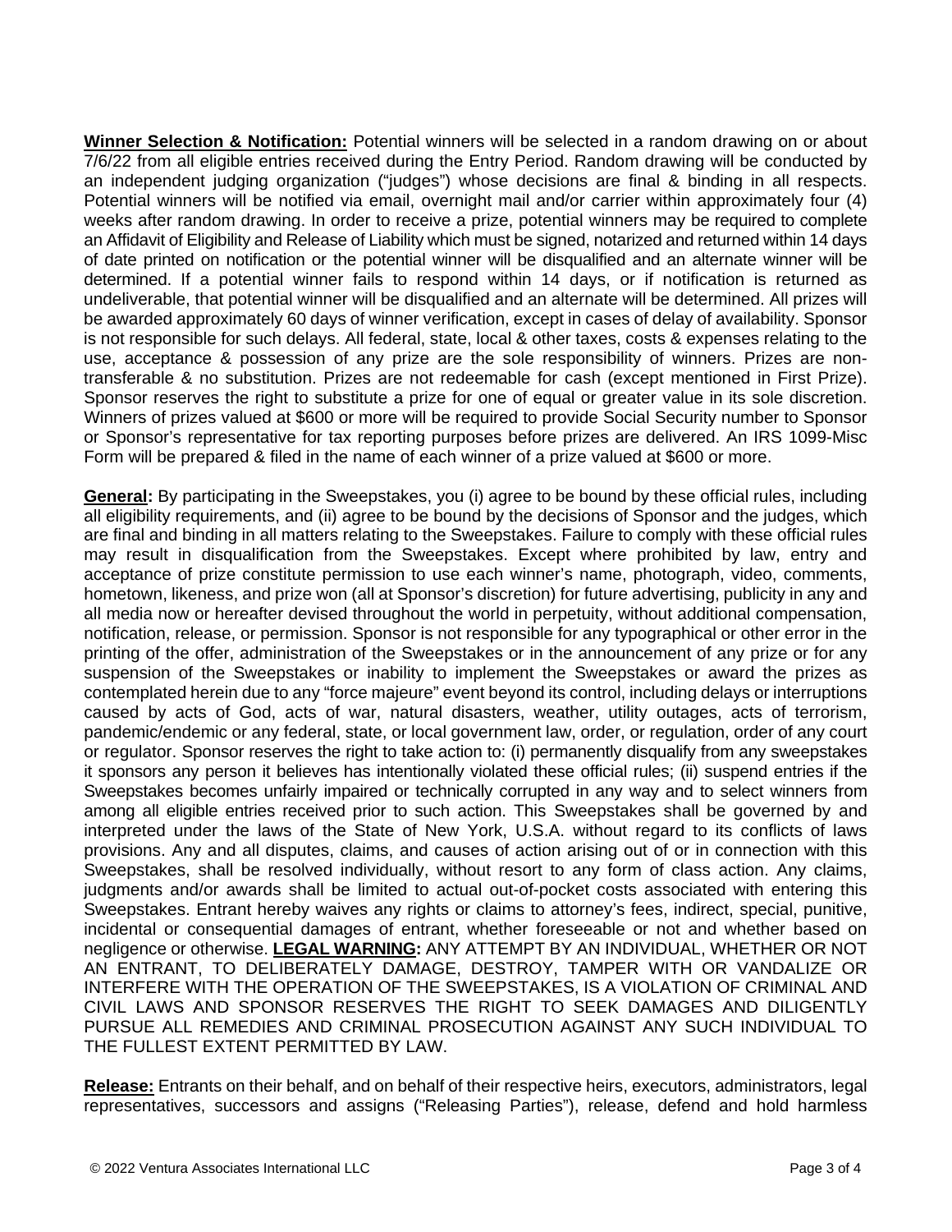**Winner Selection & Notification:** Potential winners will be selected in a random drawing on or about 7/6/22 from all eligible entries received during the Entry Period. Random drawing will be conducted by an independent judging organization ("judges") whose decisions are final & binding in all respects. Potential winners will be notified via email, overnight mail and/or carrier within approximately four (4) weeks after random drawing. In order to receive a prize, potential winners may be required to complete an Affidavit of Eligibility and Release of Liability which must be signed, notarized and returned within 14 days of date printed on notification or the potential winner will be disqualified and an alternate winner will be determined. If a potential winner fails to respond within 14 days, or if notification is returned as undeliverable, that potential winner will be disqualified and an alternate will be determined. All prizes will be awarded approximately 60 days of winner verification, except in cases of delay of availability. Sponsor is not responsible for such delays. All federal, state, local & other taxes, costs & expenses relating to the use, acceptance & possession of any prize are the sole responsibility of winners. Prizes are non-transferable & no substitution. Prizes are not redeemable for cash (except mentioned in First Prize). Sponsor reserves the right to substitute a prize for one of equal or greater value in its sole discretion. Winners of prizes valued at $600 or more will be required to provide Social Security number to Sponsor or Sponsor's representative for tax reporting purposes before prizes are delivered. An IRS 1099-Misc Form will be prepared & filed in the name of each winner of a prize valued at $600 or more.

**General:** By participating in the Sweepstakes, you (i) agree to be bound by these official rules, including all eligibility requirements, and (ii) agree to be bound by the decisions of Sponsor and the judges, which are final and binding in all matters relating to the Sweepstakes. Failure to comply with these official rules may result in disqualification from the Sweepstakes. Except where prohibited by law, entry and acceptance of prize constitute permission to use each winner's name, photograph, video, comments, hometown, likeness, and prize won (all at Sponsor's discretion) for future advertising, publicity in any and all media now or hereafter devised throughout the world in perpetuity, without additional compensation, notification, release, or permission. Sponsor is not responsible for any typographical or other error in the printing of the offer, administration of the Sweepstakes or in the announcement of any prize or for any suspension of the Sweepstakes or inability to implement the Sweepstakes or award the prizes as contemplated herein due to any "force majeure" event beyond its control, including delays or interruptions caused by acts of God, acts of war, natural disasters, weather, utility outages, acts of terrorism, pandemic/endemic or any federal, state, or local government law, order, or regulation, order of any court or regulator. Sponsor reserves the right to take action to: (i) permanently disqualify from any sweepstakes it sponsors any person it believes has intentionally violated these official rules; (ii) suspend entries if the Sweepstakes becomes unfairly impaired or technically corrupted in any way and to select winners from among all eligible entries received prior to such action. This Sweepstakes shall be governed by and interpreted under the laws of the State of New York, U.S.A. without regard to its conflicts of laws provisions. Any and all disputes, claims, and causes of action arising out of or in connection with this Sweepstakes, shall be resolved individually, without resort to any form of class action. Any claims, judgments and/or awards shall be limited to actual out-of-pocket costs associated with entering this Sweepstakes. Entrant hereby waives any rights or claims to attorney's fees, indirect, special, punitive, incidental or consequential damages of entrant, whether foreseeable or not and whether based on negligence or otherwise. **LEGAL WARNING:** ANY ATTEMPT BY AN INDIVIDUAL, WHETHER OR NOT AN ENTRANT, TO DELIBERATELY DAMAGE, DESTROY, TAMPER WITH OR VANDALIZE OR INTERFERE WITH THE OPERATION OF THE SWEEPSTAKES, IS A VIOLATION OF CRIMINAL AND CIVIL LAWS AND SPONSOR RESERVES THE RIGHT TO SEEK DAMAGES AND DILIGENTLY PURSUE ALL REMEDIES AND CRIMINAL PROSECUTION AGAINST ANY SUCH INDIVIDUAL TO THE FULLEST EXTENT PERMITTED BY LAW.

**Release:** Entrants on their behalf, and on behalf of their respective heirs, executors, administrators, legal representatives, successors and assigns ("Releasing Parties"), release, defend and hold harmless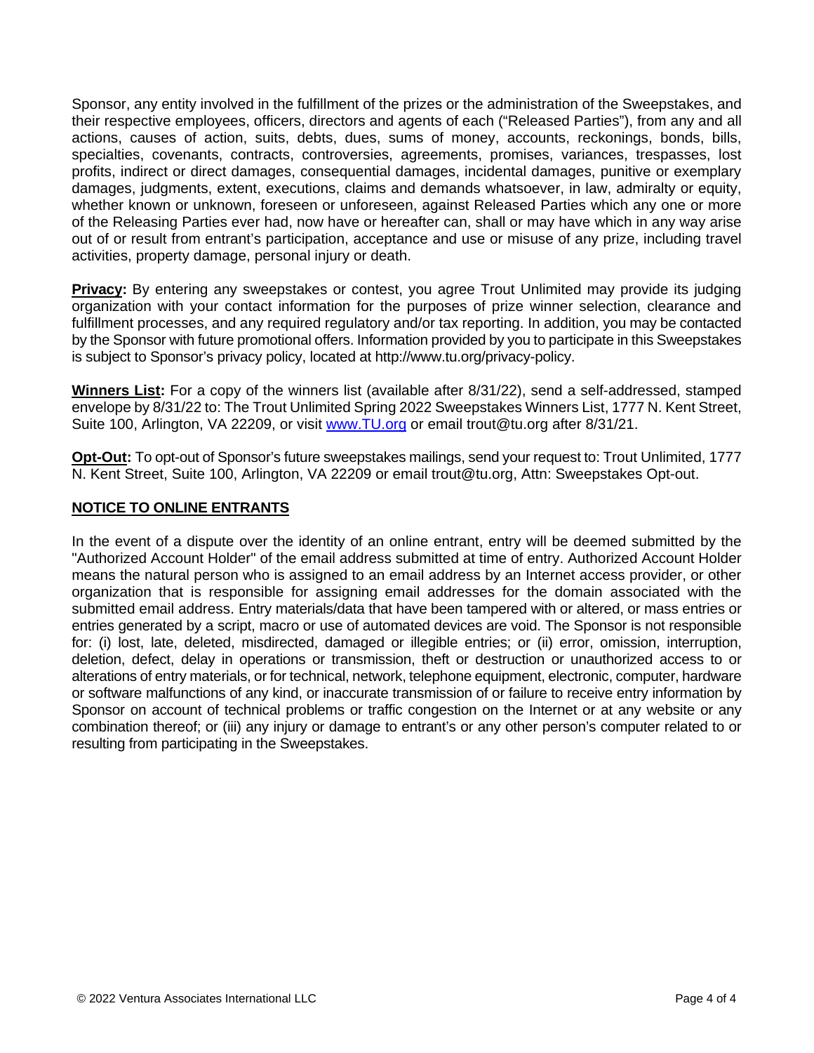Sponsor, any entity involved in the fulfillment of the prizes or the administration of the Sweepstakes, and their respective employees, officers, directors and agents of each ("Released Parties"), from any and all actions, causes of action, suits, debts, dues, sums of money, accounts, reckonings, bonds, bills, specialties, covenants, contracts, controversies, agreements, promises, variances, trespasses, lost profits, indirect or direct damages, consequential damages, incidental damages, punitive or exemplary damages, judgments, extent, executions, claims and demands whatsoever, in law, admiralty or equity, whether known or unknown, foreseen or unforeseen, against Released Parties which any one or more of the Releasing Parties ever had, now have or hereafter can, shall or may have which in any way arise out of or result from entrant's participation, acceptance and use or misuse of any prize, including travel activities, property damage, personal injury or death.

**Privacy:** By entering any sweepstakes or contest, you agree Trout Unlimited may provide its judging organization with your contact information for the purposes of prize winner selection, clearance and fulfillment processes, and any required regulatory and/or tax reporting. In addition, you may be contacted by the Sponsor with future promotional offers. Information provided by you to participate in this Sweepstakes is subject to Sponsor's privacy policy, located at http://www.tu.org/privacy-policy.

**Winners List:** For a copy of the winners list (available after 8/31/22), send a self-addressed, stamped envelope by 8/31/22 to: The Trout Unlimited Spring 2022 Sweepstakes Winners List, 1777 N. Kent Street, Suite 100, Arlington, VA 22209, or visit www.TU.org or email trout@tu.org after 8/31/21.

**Opt-Out:** To opt-out of Sponsor's future sweepstakes mailings, send your request to: Trout Unlimited, 1777 N. Kent Street, Suite 100, Arlington, VA 22209 or email trout@tu.org, Attn: Sweepstakes Opt-out.

## NOTICE TO ONLINE ENTRANTS

In the event of a dispute over the identity of an online entrant, entry will be deemed submitted by the "Authorized Account Holder" of the email address submitted at time of entry. Authorized Account Holder means the natural person who is assigned to an email address by an Internet access provider, or other organization that is responsible for assigning email addresses for the domain associated with the submitted email address. Entry materials/data that have been tampered with or altered, or mass entries or entries generated by a script, macro or use of automated devices are void. The Sponsor is not responsible for: (i) lost, late, deleted, misdirected, damaged or illegible entries; or (ii) error, omission, interruption, deletion, defect, delay in operations or transmission, theft or destruction or unauthorized access to or alterations of entry materials, or for technical, network, telephone equipment, electronic, computer, hardware or software malfunctions of any kind, or inaccurate transmission of or failure to receive entry information by Sponsor on account of technical problems or traffic congestion on the Internet or at any website or any combination thereof; or (iii) any injury or damage to entrant's or any other person's computer related to or resulting from participating in the Sweepstakes.

© 2022 Ventura Associates International LLC